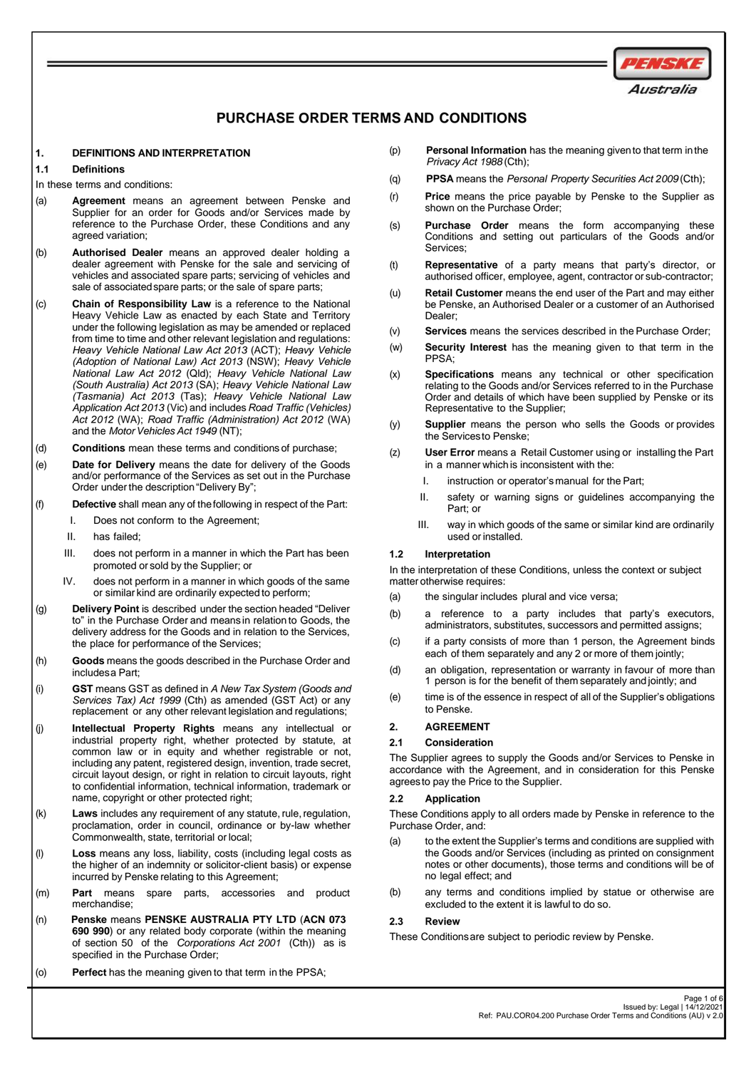# PURCHASE ORDER TERMS AND CONDITIONS

## 1. DEFINITIONS AND INTERPRETATION

### 1.1 Definitions

In these terms and conditions:

(a) **Agreement** means an agreement between Penske and Supplier for an order for Goods and/or Services made by reference to the Purchase Order, these Conditions and any agreed variation;

(b) **Authorised Dealer** means an approved dealer holding a dealer agreement with Penske for the sale and servicing of vehicles and associated spare parts; servicing of vehicles and sale of associated spare parts; or the sale of spare parts;

(c) **Chain of Responsibility Law** is a reference to the National Heavy Vehicle Law as enacted by each State and Territory under the following legislation as may be amended or replaced from time to time and other relevant legislation and regulations: *Heavy Vehicle National Law Act 2013* (ACT); *Heavy Vehicle (Adoption of National Law) Act 2013* (NSW); *Heavy Vehicle National Law Act 2012* (Qld); *Heavy Vehicle National Law (South Australia) Act 2013* (SA); *Heavy Vehicle National Law (Tasmania) Act 2013* (Tas); *Heavy Vehicle National Law Application Act 2013* (Vic) and includes *Road Traffic (Vehicles) Act 2012* (WA); *Road Traffic (Administration) Act 2012* (WA) and the *Motor Vehicles Act 1949* (NT);

(d) **Conditions** mean these terms and conditions of purchase;

(e) **Date for Delivery** means the date for delivery of the Goods and/or performance of the Services as set out in the Purchase Order under the description "Delivery By";

(f) **Defective** shall mean any of the following in respect of the Part:

  I. Does not conform to the Agreement;

  II. has failed;

  III. does not perform in a manner in which the Part has been promoted or sold by the Supplier; or

  IV. does not perform in a manner in which goods of the same or similar kind are ordinarily expected to perform;

(g) **Delivery Point** is described under the section headed "Deliver to" in the Purchase Order and means in relation to Goods, the delivery address for the Goods and in relation to the Services, the place for performance of the Services;

(h) **Goods** means the goods described in the Purchase Order and includes a Part;

(i) **GST** means GST as defined in *A New Tax System (Goods and Services Tax) Act 1999* (Cth) as amended (GST Act) or any replacement or any other relevant legislation and regulations;

(j) **Intellectual Property Rights** means any intellectual or industrial property right, whether protected by statute, at common law or in equity and whether registrable or not, including any patent, registered design, invention, trade secret, circuit layout design, or right in relation to circuit layouts, right to confidential information, technical information, trademark or name, copyright or other protected right;

(k) **Laws** includes any requirement of any statute, rule, regulation, proclamation, order in council, ordinance or by-law whether Commonwealth, state, territorial or local;

(l) **Loss** means any loss, liability, costs (including legal costs as the higher of an indemnity or solicitor-client basis) or expense incurred by Penske relating to this Agreement;

(m) **Part** means spare parts, accessories and product merchandise;

(n) **Penske** means **PENSKE AUSTRALIA PTY LTD** (**ACN 073 690 990**) or any related body corporate (within the meaning of section 50 of the *Corporations Act 2001* (Cth)) as is specified in the Purchase Order;

(o) **Perfect** has the meaning given to that term in the PPSA;

(p) **Personal Information** has the meaning given to that term in the *Privacy Act 1988* (Cth);

(q) **PPSA** means the *Personal Property Securities Act 2009* (Cth);

(r) **Price** means the price payable by Penske to the Supplier as shown on the Purchase Order;

(s) **Purchase Order** means the form accompanying these Conditions and setting out particulars of the Goods and/or Services;

(t) **Representative** of a party means that party's director, or authorised officer, employee, agent, contractor or sub-contractor;

(u) **Retail Customer** means the end user of the Part and may either be Penske, an Authorised Dealer or a customer of an Authorised Dealer;

(v) **Services** means the services described in the Purchase Order;

(w) **Security Interest** has the meaning given to that term in the PPSA;

(x) **Specifications** means any technical or other specification relating to the Goods and/or Services referred to in the Purchase Order and details of which have been supplied by Penske or its Representative to the Supplier;

(y) **Supplier** means the person who sells the Goods or provides the Services to Penske;

(z) **User Error** means a Retail Customer using or installing the Part in a manner which is inconsistent with the:

  I. instruction or operator's manual for the Part;

  II. safety or warning signs or guidelines accompanying the Part; or

  III. way in which goods of the same or similar kind are ordinarily used or installed.

### 1.2 Interpretation

In the interpretation of these Conditions, unless the context or subject matter otherwise requires:

(a) the singular includes plural and vice versa;

(b) a reference to a party includes that party's executors, administrators, substitutes, successors and permitted assigns;

(c) if a party consists of more than 1 person, the Agreement binds each of them separately and any 2 or more of them jointly;

(d) an obligation, representation or warranty in favour of more than 1 person is for the benefit of them separately and jointly; and

(e) time is of the essence in respect of all of the Supplier's obligations to Penske.

## 2. AGREEMENT

### 2.1 Consideration

The Supplier agrees to supply the Goods and/or Services to Penske in accordance with the Agreement, and in consideration for this Penske agrees to pay the Price to the Supplier.

### 2.2 Application

These Conditions apply to all orders made by Penske in reference to the Purchase Order, and:

(a) to the extent the Supplier's terms and conditions are supplied with the Goods and/or Services (including as printed on consignment notes or other documents), those terms and conditions will be of no legal effect; and

(b) any terms and conditions implied by statue or otherwise are excluded to the extent it is lawful to do so.

### 2.3 Review

These Conditions are subject to periodic review by Penske.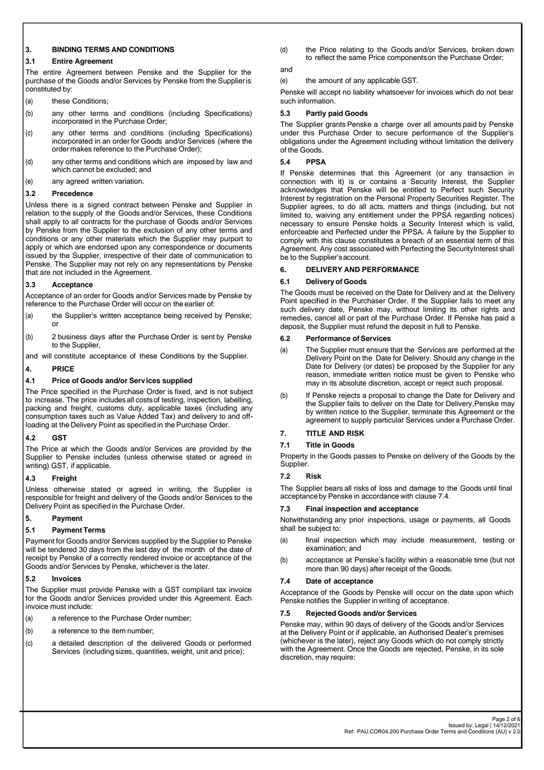## 3. BINDING TERMS AND CONDITIONS

### 3.1 Entire Agreement

The entire Agreement between Penske and the Supplier for the purchase of the Goods and/or Services by Penske from the Supplier is constituted by:

(a) these Conditions;

(b) any other terms and conditions (including Specifications) incorporated in the Purchase Order;

(c) any other terms and conditions (including Specifications) incorporated in an order for Goods and/or Services (where the order makes reference to the Purchase Order);

(d) any other terms and conditions which are imposed by law and which cannot be excluded; and

(e) any agreed written variation.

### 3.2 Precedence

Unless there is a signed contract between Penske and Supplier in relation to the supply of the Goods and/or Services, these Conditions shall apply to all contracts for the purchase of Goods and/or Services by Penske from the Supplier to the exclusion of any other terms and conditions or any other materials which the Supplier may purport to apply or which are endorsed upon any correspondence or documents issued by the Supplier, irrespective of their date of communication to Penske. The Supplier may not rely on any representations by Penske that are not included in the Agreement.

### 3.3 Acceptance

Acceptance of an order for Goods and/or Services made by Penske by reference to the Purchase Order will occur on the earlier of:

(a) the Supplier's written acceptance being received by Penske; or

(b) 2 business days after the Purchase Order is sent by Penske to the Supplier,

and will constitute acceptance of these Conditions by the Supplier.

## 4. PRICE

### 4.1 Price of Goods and/or Services supplied

The Price specified in the Purchase Order is fixed, and is not subject to increase. The price includes all costs of testing, inspection, labelling, packing and freight, customs duty, applicable taxes (including any consumption taxes such as Value Added Tax) and delivery to and off-loading at the Delivery Point as specified in the Purchase Order.

### 4.2 GST

The Price at which the Goods and/or Services are provided by the Supplier to Penske includes (unless otherwise stated or agreed in writing) GST, if applicable.

### 4.3 Freight

Unless otherwise stated or agreed in writing, the Supplier is responsible for freight and delivery of the Goods and/or Services to the Delivery Point as specified in the Purchase Order.

## 5. Payment

### 5.1 Payment Terms

Payment for Goods and/or Services supplied by the Supplier to Penske will be tendered 30 days from the last day of the month of the date of receipt by Penske of a correctly rendered invoice or acceptance of the Goods and/or Services by Penske, whichever is the later.

### 5.2 Invoices

The Supplier must provide Penske with a GST compliant tax invoice for the Goods and/or Services provided under this Agreement. Each invoice must include:

(a) a reference to the Purchase Order number;

(b) a reference to the item number;

(c) a detailed description of the delivered Goods or performed Services (including sizes, quantities, weight, unit and price);

(d) the Price relating to the Goods and/or Services, broken down to reflect the same Price components on the Purchase Order;

and

(e) the amount of any applicable GST.

Penske will accept no liability whatsoever for invoices which do not bear such information.

### 5.3 Partly paid Goods

The Supplier grants Penske a charge over all amounts paid by Penske under this Purchase Order to secure performance of the Supplier's obligations under the Agreement including without limitation the delivery of the Goods.

### 5.4 PPSA

If Penske determines that this Agreement (or any transaction in connection with it) is or contains a Security Interest, the Supplier acknowledges that Penske will be entitled to Perfect such Security Interest by registration on the Personal Property Securities Register. The Supplier agrees, to do all acts, matters and things (including, but not limited to, waiving any entitlement under the PPSA regarding notices) necessary to ensure Penske holds a Security Interest which is valid, enforceable and Perfected under the PPSA. A failure by the Supplier to comply with this clause constitutes a breach of an essential term of this Agreement. Any cost associated with Perfecting the Security Interest shall be to the Supplier's account.

## 6. DELIVERY AND PERFORMANCE

### 6.1 Delivery of Goods

The Goods must be received on the Date for Delivery and at the Delivery Point specified in the Purchaser Order. If the Supplier fails to meet any such delivery date, Penske may, without limiting its other rights and remedies, cancel all or part of the Purchase Order. If Penske has paid a deposit, the Supplier must refund the deposit in full to Penske.

### 6.2 Performance of Services

(a) The Supplier must ensure that the Services are performed at the Delivery Point on the Date for Delivery. Should any change in the Date for Delivery (or dates) be proposed by the Supplier for any reason, immediate written notice must be given to Penske who may in its absolute discretion, accept or reject such proposal.

(b) If Penske rejects a proposal to change the Date for Delivery and the Supplier fails to deliver on the Date for Delivery, Penske may by written notice to the Supplier, terminate this Agreement or the agreement to supply particular Services under a Purchase Order.

## 7. TITLE AND RISK

### 7.1 Title in Goods

Property in the Goods passes to Penske on delivery of the Goods by the Supplier.

### 7.2 Risk

The Supplier bears all risks of loss and damage to the Goods until final acceptance by Penske in accordance with clause 7.4.

### 7.3 Final inspection and acceptance

Notwithstanding any prior inspections, usage or payments, all Goods shall be subject to:

(a) final inspection which may include measurement, testing or examination; and

(b) acceptance at Penske's facility within a reasonable time (but not more than 90 days) after receipt of the Goods.

### 7.4 Date of acceptance

Acceptance of the Goods by Penske will occur on the date upon which Penske notifies the Supplier in writing of acceptance.

### 7.5 Rejected Goods and/or Services

Penske may, within 90 days of delivery of the Goods and/or Services at the Delivery Point or if applicable, an Authorised Dealer's premises (whichever is the later), reject any Goods which do not comply strictly with the Agreement. Once the Goods are rejected, Penske, in its sole discretion, may require: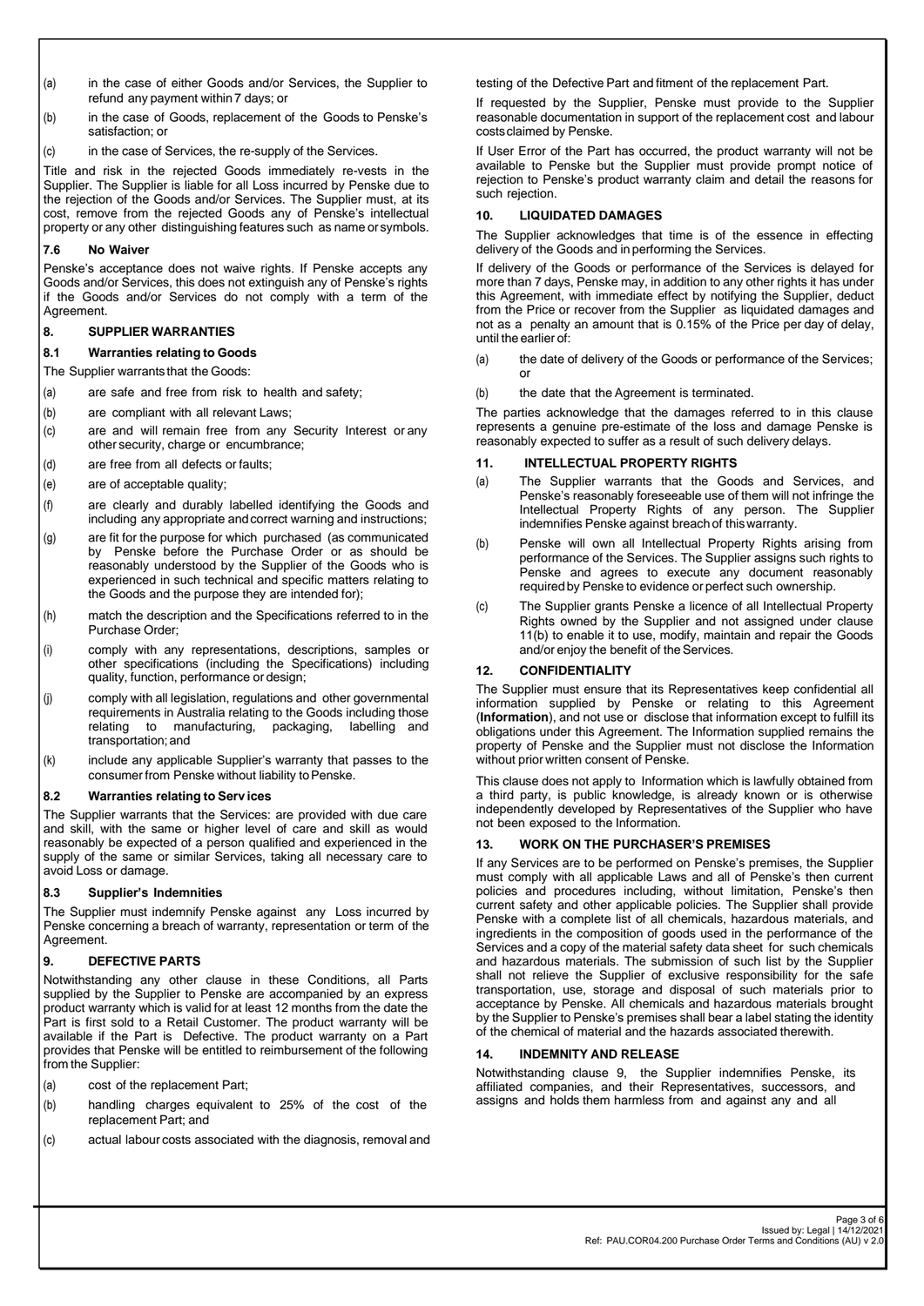(a) in the case of either Goods and/or Services, the Supplier to refund any payment within 7 days; or

(b) in the case of Goods, replacement of the Goods to Penske's satisfaction; or

(c) in the case of Services, the re-supply of the Services.

Title and risk in the rejected Goods immediately re-vests in the Supplier. The Supplier is liable for all Loss incurred by Penske due to the rejection of the Goods and/or Services. The Supplier must, at its cost, remove from the rejected Goods any of Penske's intellectual property or any other distinguishing features such as name or symbols.

### 7.6 No Waiver

Penske's acceptance does not waive rights. If Penske accepts any Goods and/or Services, this does not extinguish any of Penske's rights if the Goods and/or Services do not comply with a term of the Agreement.

## 8. SUPPLIER WARRANTIES

### 8.1 Warranties relating to Goods

The Supplier warrants that the Goods:

(a) are safe and free from risk to health and safety;

(b) are compliant with all relevant Laws;

(c) are and will remain free from any Security Interest or any other security, charge or encumbrance;

(d) are free from all defects or faults;

(e) are of acceptable quality;

(f) are clearly and durably labelled identifying the Goods and including any appropriate and correct warning and instructions;

(g) are fit for the purpose for which purchased (as communicated by Penske before the Purchase Order or as should be reasonably understood by the Supplier of the Goods who is experienced in such technical and specific matters relating to the Goods and the purpose they are intended for);

(h) match the description and the Specifications referred to in the Purchase Order;

(i) comply with any representations, descriptions, samples or other specifications (including the Specifications) including quality, function, performance or design;

(j) comply with all legislation, regulations and other governmental requirements in Australia relating to the Goods including those relating to manufacturing, packaging, labelling and transportation; and

(k) include any applicable Supplier's warranty that passes to the consumer from Penske without liability to Penske.

### 8.2 Warranties relating to Services

The Supplier warrants that the Services: are provided with due care and skill, with the same or higher level of care and skill as would reasonably be expected of a person qualified and experienced in the supply of the same or similar Services, taking all necessary care to avoid Loss or damage.

### 8.3 Supplier's Indemnities

The Supplier must indemnify Penske against any Loss incurred by Penske concerning a breach of warranty, representation or term of the Agreement.

## 9. DEFECTIVE PARTS

Notwithstanding any other clause in these Conditions, all Parts supplied by the Supplier to Penske are accompanied by an express product warranty which is valid for at least 12 months from the date the Part is first sold to a Retail Customer. The product warranty will be available if the Part is Defective. The product warranty on a Part provides that Penske will be entitled to reimbursement of the following from the Supplier:

(a) cost of the replacement Part;

(b) handling charges equivalent to 25% of the cost of the replacement Part; and

(c) actual labour costs associated with the diagnosis, removal and testing of the Defective Part and fitment of the replacement Part.

If requested by the Supplier, Penske must provide to the Supplier reasonable documentation in support of the replacement cost and labour costs claimed by Penske.

If User Error of the Part has occurred, the product warranty will not be available to Penske but the Supplier must provide prompt notice of rejection to Penske's product warranty claim and detail the reasons for such rejection.

## 10. LIQUIDATED DAMAGES

The Supplier acknowledges that time is of the essence in effecting delivery of the Goods and in performing the Services.

If delivery of the Goods or performance of the Services is delayed for more than 7 days, Penske may, in addition to any other rights it has under this Agreement, with immediate effect by notifying the Supplier, deduct from the Price or recover from the Supplier as liquidated damages and not as a penalty an amount that is 0.15% of the Price per day of delay, until the earlier of:

(a) the date of delivery of the Goods or performance of the Services; or

(b) the date that the Agreement is terminated.

The parties acknowledge that the damages referred to in this clause represents a genuine pre-estimate of the loss and damage Penske is reasonably expected to suffer as a result of such delivery delays.

## 11. INTELLECTUAL PROPERTY RIGHTS

(a) The Supplier warrants that the Goods and Services, and Penske's reasonably foreseeable use of them will not infringe the Intellectual Property Rights of any person. The Supplier indemnifies Penske against breach of this warranty.

(b) Penske will own all Intellectual Property Rights arising from performance of the Services. The Supplier assigns such rights to Penske and agrees to execute any document reasonably required by Penske to evidence or perfect such ownership.

(c) The Supplier grants Penske a licence of all Intellectual Property Rights owned by the Supplier and not assigned under clause 11(b) to enable it to use, modify, maintain and repair the Goods and/or enjoy the benefit of the Services.

## 12. CONFIDENTIALITY

The Supplier must ensure that its Representatives keep confidential all information supplied by Penske or relating to this Agreement (**Information**), and not use or disclose that information except to fulfill its obligations under this Agreement. The Information supplied remains the property of Penske and the Supplier must not disclose the Information without prior written consent of Penske.

This clause does not apply to Information which is lawfully obtained from a third party, is public knowledge, is already known or is otherwise independently developed by Representatives of the Supplier who have not been exposed to the Information.

## 13. WORK ON THE PURCHASER'S PREMISES

If any Services are to be performed on Penske's premises, the Supplier must comply with all applicable Laws and all of Penske's then current policies and procedures including, without limitation, Penske's then current safety and other applicable policies. The Supplier shall provide Penske with a complete list of all chemicals, hazardous materials, and ingredients in the composition of goods used in the performance of the Services and a copy of the material safety data sheet for such chemicals and hazardous materials. The submission of such list by the Supplier shall not relieve the Supplier of exclusive responsibility for the safe transportation, use, storage and disposal of such materials prior to acceptance by Penske. All chemicals and hazardous materials brought by the Supplier to Penske's premises shall bear a label stating the identity of the chemical of material and the hazards associated therewith.

## 14. INDEMNITY AND RELEASE

Notwithstanding clause 9, the Supplier indemnifies Penske, its affiliated companies, and their Representatives, successors, and assigns and holds them harmless from and against any and all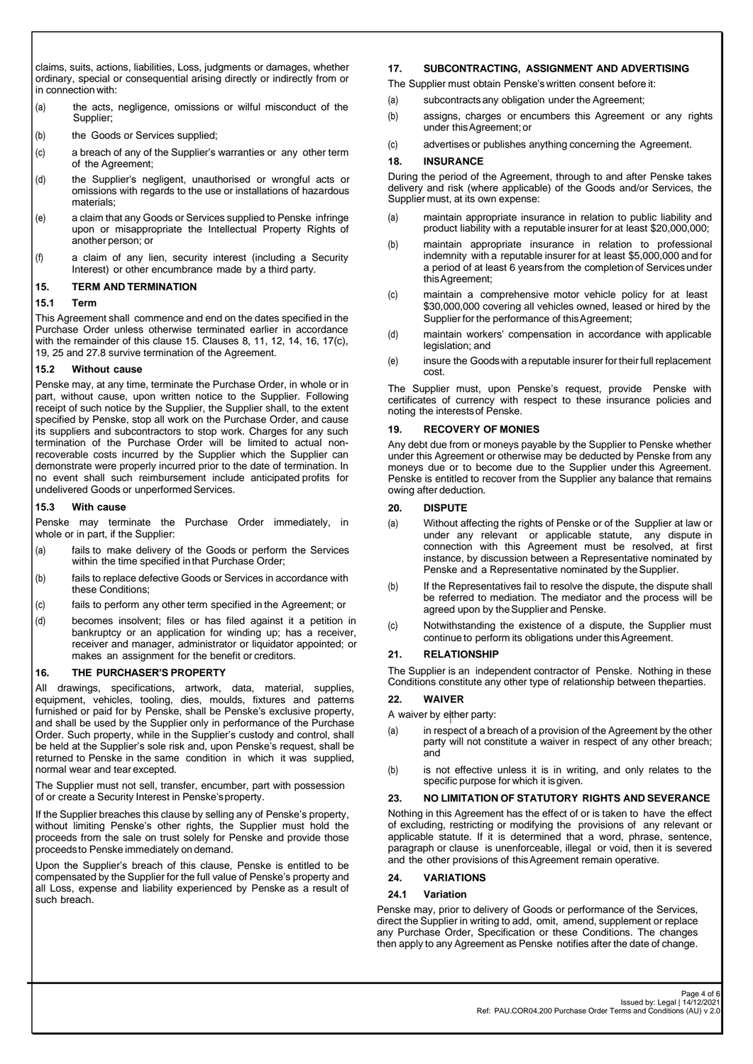claims, suits, actions, liabilities, Loss, judgments or damages, whether ordinary, special or consequential arising directly or indirectly from or in connection with:

(a) the acts, negligence, omissions or wilful misconduct of the Supplier;

(b) the Goods or Services supplied;

(c) a breach of any of the Supplier's warranties or any other term of the Agreement;

(d) the Supplier's negligent, unauthorised or wrongful acts or omissions with regards to the use or installations of hazardous materials;

(e) a claim that any Goods or Services supplied to Penske infringe upon or misappropriate the Intellectual Property Rights of another person; or

(f) a claim of any lien, security interest (including a Security Interest) or other encumbrance made by a third party.

## 15. TERM AND TERMINATION

### 15.1 Term

This Agreement shall commence and end on the dates specified in the Purchase Order unless otherwise terminated earlier in accordance with the remainder of this clause 15. Clauses 8, 11, 12, 14, 16, 17(c), 19, 25 and 27.8 survive termination of the Agreement.

### 15.2 Without cause

Penske may, at any time, terminate the Purchase Order, in whole or in part, without cause, upon written notice to the Supplier. Following receipt of such notice by the Supplier, the Supplier shall, to the extent specified by Penske, stop all work on the Purchase Order, and cause its suppliers and subcontractors to stop work. Charges for any such termination of the Purchase Order will be limited to actual non-recoverable costs incurred by the Supplier which the Supplier can demonstrate were properly incurred prior to the date of termination. In no event shall such reimbursement include anticipated profits for undelivered Goods or unperformed Services.

### 15.3 With cause

Penske may terminate the Purchase Order immediately, in whole or in part, if the Supplier:

(a) fails to make delivery of the Goods or perform the Services within the time specified in that Purchase Order;

(b) fails to replace defective Goods or Services in accordance with these Conditions;

(c) fails to perform any other term specified in the Agreement; or

(d) becomes insolvent; files or has filed against it a petition in bankruptcy or an application for winding up; has a receiver, receiver and manager, administrator or liquidator appointed; or makes an assignment for the benefit or creditors.

## 16. THE PURCHASER'S PROPERTY

All drawings, specifications, artwork, data, material, supplies, equipment, vehicles, tooling, dies, moulds, fixtures and patterns furnished or paid for by Penske, shall be Penske's exclusive property, and shall be used by the Supplier only in performance of the Purchase Order. Such property, while in the Supplier's custody and control, shall be held at the Supplier's sole risk and, upon Penske's request, shall be returned to Penske in the same condition in which it was supplied, normal wear and tear excepted.

The Supplier must not sell, transfer, encumber, part with possession of or create a Security Interest in Penske's property.

If the Supplier breaches this clause by selling any of Penske's property, without limiting Penske's other rights, the Supplier must hold the proceeds from the sale on trust solely for Penske and provide those proceeds to Penske immediately on demand.

Upon the Supplier's breach of this clause, Penske is entitled to be compensated by the Supplier for the full value of Penske's property and all Loss, expense and liability experienced by Penske as a result of such breach.

## 17. SUBCONTRACTING, ASSIGNMENT AND ADVERTISING

The Supplier must obtain Penske's written consent before it:

(a) subcontracts any obligation under the Agreement;

(b) assigns, charges or encumbers this Agreement or any rights under this Agreement; or

(c) advertises or publishes anything concerning the Agreement.

## 18. INSURANCE

During the period of the Agreement, through to and after Penske takes delivery and risk (where applicable) of the Goods and/or Services, the Supplier must, at its own expense:

(a) maintain appropriate insurance in relation to public liability and product liability with a reputable insurer for at least $20,000,000;

(b) maintain appropriate insurance in relation to professional indemnity with a reputable insurer for at least $5,000,000 and for a period of at least 6 years from the completion of Services under this Agreement;

(c) maintain a comprehensive motor vehicle policy for at least $30,000,000 covering all vehicles owned, leased or hired by the Supplier for the performance of this Agreement;

(d) maintain workers' compensation in accordance with applicable legislation; and

(e) insure the Goods with a reputable insurer for their full replacement cost.

The Supplier must, upon Penske's request, provide Penske with certificates of currency with respect to these insurance policies and noting the interests of Penske.

## 19. RECOVERY OF MONIES

Any debt due from or moneys payable by the Supplier to Penske whether under this Agreement or otherwise may be deducted by Penske from any moneys due or to become due to the Supplier under this Agreement. Penske is entitled to recover from the Supplier any balance that remains owing after deduction.

## 20. DISPUTE

(a) Without affecting the rights of Penske or of the Supplier at law or under any relevant or applicable statute, any dispute in connection with this Agreement must be resolved, at first instance, by discussion between a Representative nominated by Penske and a Representative nominated by the Supplier.

(b) If the Representatives fail to resolve the dispute, the dispute shall be referred to mediation. The mediator and the process will be agreed upon by the Supplier and Penske.

(c) Notwithstanding the existence of a dispute, the Supplier must continue to perform its obligations under this Agreement.

## 21. RELATIONSHIP

The Supplier is an independent contractor of Penske. Nothing in these Conditions constitute any other type of relationship between the parties.

## 22. WAIVER

A waiver by either party:

(a) in respect of a breach of a provision of the Agreement by the other party will not constitute a waiver in respect of any other breach; and

(b) is not effective unless it is in writing, and only relates to the specific purpose for which it is given.

## 23. NO LIMITATION OF STATUTORY RIGHTS AND SEVERANCE

Nothing in this Agreement has the effect of or is taken to have the effect of excluding, restricting or modifying the provisions of any relevant or applicable statute. If it is determined that a word, phrase, sentence, paragraph or clause is unenforceable, illegal or void, then it is severed and the other provisions of this Agreement remain operative.

## 24. VARIATIONS

### 24.1 Variation

Penske may, prior to delivery of Goods or performance of the Services, direct the Supplier in writing to add, omit, amend, supplement or replace any Purchase Order, Specification or these Conditions. The changes then apply to any Agreement as Penske notifies after the date of change.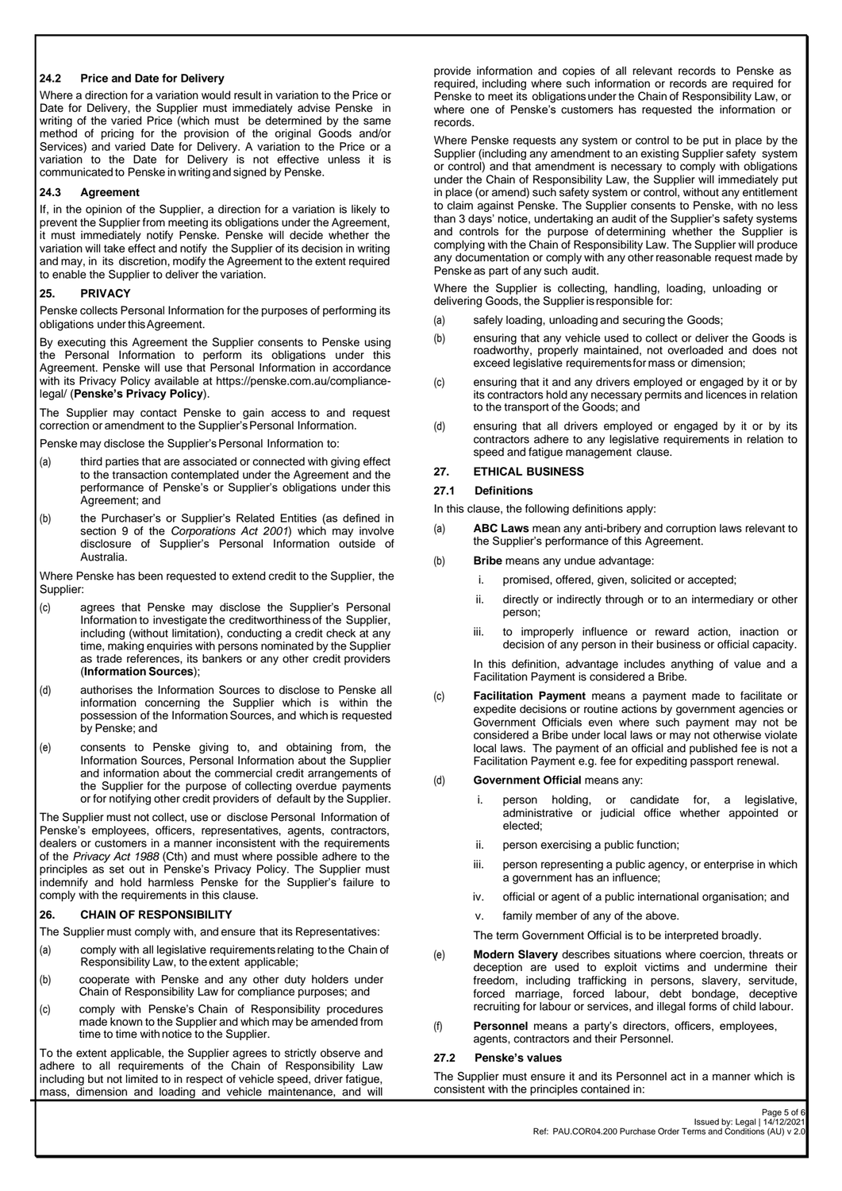### 24.2 Price and Date for Delivery

Where a direction for a variation would result in variation to the Price or Date for Delivery, the Supplier must immediately advise Penske in writing of the varied Price (which must be determined by the same method of pricing for the provision of the original Goods and/or Services) and varied Date for Delivery. A variation to the Price or a variation to the Date for Delivery is not effective unless it is communicated to Penske in writing and signed by Penske.

### 24.3 Agreement

If, in the opinion of the Supplier, a direction for a variation is likely to prevent the Supplier from meeting its obligations under the Agreement, it must immediately notify Penske. Penske will decide whether the variation will take effect and notify the Supplier of its decision in writing and may, in its discretion, modify the Agreement to the extent required to enable the Supplier to deliver the variation.

## 25. PRIVACY

Penske collects Personal Information for the purposes of performing its obligations under this Agreement.

By executing this Agreement the Supplier consents to Penske using the Personal Information to perform its obligations under this Agreement. Penske will use that Personal Information in accordance with its Privacy Policy available at https://penske.com.au/compliance-legal/ (**Penske's Privacy Policy**).

The Supplier may contact Penske to gain access to and request correction or amendment to the Supplier's Personal Information.

Penske may disclose the Supplier's Personal Information to:

(a) third parties that are associated or connected with giving effect to the transaction contemplated under the Agreement and the performance of Penske's or Supplier's obligations under this Agreement; and

(b) the Purchaser's or Supplier's Related Entities (as defined in section 9 of the *Corporations Act 2001*) which may involve disclosure of Supplier's Personal Information outside of Australia.

Where Penske has been requested to extend credit to the Supplier, the Supplier:

(c) agrees that Penske may disclose the Supplier's Personal Information to investigate the creditworthiness of the Supplier, including (without limitation), conducting a credit check at any time, making enquiries with persons nominated by the Supplier as trade references, its bankers or any other credit providers (**Information Sources**);

(d) authorises the Information Sources to disclose to Penske all information concerning the Supplier which is within the possession of the Information Sources, and which is requested by Penske; and

(e) consents to Penske giving to, and obtaining from, the Information Sources, Personal Information about the Supplier and information about the commercial credit arrangements of the Supplier for the purpose of collecting overdue payments or for notifying other credit providers of default by the Supplier.

The Supplier must not collect, use or disclose Personal Information of Penske's employees, officers, representatives, agents, contractors, dealers or customers in a manner inconsistent with the requirements of the *Privacy Act 1988* (Cth) and must where possible adhere to the principles as set out in Penske's Privacy Policy. The Supplier must indemnify and hold harmless Penske for the Supplier's failure to comply with the requirements in this clause.

## 26. CHAIN OF RESPONSIBILITY

The Supplier must comply with, and ensure that its Representatives:

(a) comply with all legislative requirements relating to the Chain of Responsibility Law, to the extent applicable;

(b) cooperate with Penske and any other duty holders under Chain of Responsibility Law for compliance purposes; and

(c) comply with Penske's Chain of Responsibility procedures made known to the Supplier and which may be amended from time to time with notice to the Supplier.

To the extent applicable, the Supplier agrees to strictly observe and adhere to all requirements of the Chain of Responsibility Law including but not limited to in respect of vehicle speed, driver fatigue, mass, dimension and loading and vehicle maintenance, and will provide information and copies of all relevant records to Penske as required, including where such information or records are required for Penske to meet its obligations under the Chain of Responsibility Law, or where one of Penske's customers has requested the information or records.

Where Penske requests any system or control to be put in place by the Supplier (including any amendment to an existing Supplier safety system or control) and that amendment is necessary to comply with obligations under the Chain of Responsibility Law, the Supplier will immediately put in place (or amend) such safety system or control, without any entitlement to claim against Penske. The Supplier consents to Penske, with no less than 3 days' notice, undertaking an audit of the Supplier's safety systems and controls for the purpose of determining whether the Supplier is complying with the Chain of Responsibility Law. The Supplier will produce any documentation or comply with any other reasonable request made by Penske as part of any such audit.

Where the Supplier is collecting, handling, loading, unloading or delivering Goods, the Supplier is responsible for:

(a) safely loading, unloading and securing the Goods;

(b) ensuring that any vehicle used to collect or deliver the Goods is roadworthy, properly maintained, not overloaded and does not exceed legislative requirements for mass or dimension;

(c) ensuring that it and any drivers employed or engaged by it or by its contractors hold any necessary permits and licences in relation to the transport of the Goods; and

(d) ensuring that all drivers employed or engaged by it or by its contractors adhere to any legislative requirements in relation to speed and fatigue management clause.

## 27. ETHICAL BUSINESS

### 27.1 Definitions

In this clause, the following definitions apply:

(a) **ABC Laws** mean any anti-bribery and corruption laws relevant to the Supplier's performance of this Agreement.

(b) **Bribe** means any undue advantage:

   i. promised, offered, given, solicited or accepted;

   ii. directly or indirectly through or to an intermediary or other person;

   iii. to improperly influence or reward action, inaction or decision of any person in their business or official capacity.

   In this definition, advantage includes anything of value and a Facilitation Payment is considered a Bribe.

(c) **Facilitation Payment** means a payment made to facilitate or expedite decisions or routine actions by government agencies or Government Officials even where such payment may not be considered a Bribe under local laws or may not otherwise violate local laws. The payment of an official and published fee is not a Facilitation Payment e.g. fee for expediting passport renewal.

(d) **Government Official** means any:

   i. person holding, or candidate for, a legislative, administrative or judicial office whether appointed or elected;

   ii. person exercising a public function;

   iii. person representing a public agency, or enterprise in which a government has an influence;

   iv. official or agent of a public international organisation; and

   v. family member of any of the above.

   The term Government Official is to be interpreted broadly.

(e) **Modern Slavery** describes situations where coercion, threats or deception are used to exploit victims and undermine their freedom, including trafficking in persons, slavery, servitude, forced marriage, forced labour, debt bondage, deceptive recruiting for labour or services, and illegal forms of child labour.

(f) **Personnel** means a party's directors, officers, employees, agents, contractors and their Personnel.

### 27.2 Penske's values

The Supplier must ensure it and its Personnel act in a manner which is consistent with the principles contained in: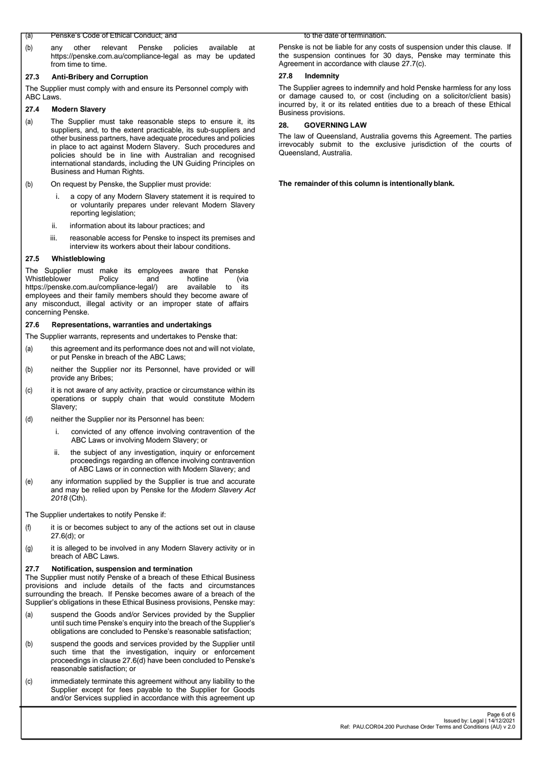(a) Penske's Code of Ethical Conduct; and

(b) any other relevant Penske policies available at https://penske.com.au/compliance-legal as may be updated from time to time.

### 27.3 Anti-Bribery and Corruption

The Supplier must comply with and ensure its Personnel comply with ABC Laws.

### 27.4 Modern Slavery

(a) The Supplier must take reasonable steps to ensure it, its suppliers, and, to the extent practicable, its sub-suppliers and other business partners, have adequate procedures and policies in place to act against Modern Slavery. Such procedures and policies should be in line with Australian and recognised international standards, including the UN Guiding Principles on Business and Human Rights.

(b) On request by Penske, the Supplier must provide:

   i. a copy of any Modern Slavery statement it is required to or voluntarily prepares under relevant Modern Slavery reporting legislation;

   ii. information about its labour practices; and

   iii. reasonable access for Penske to inspect its premises and interview its workers about their labour conditions.

### 27.5 Whistleblowing

The Supplier must make its employees aware that Penske Whistleblower Policy and hotline (via https://penske.com.au/compliance-legal/) are available to its employees and their family members should they become aware of any misconduct, illegal activity or an improper state of affairs concerning Penske.

### 27.6 Representations, warranties and undertakings

The Supplier warrants, represents and undertakes to Penske that:

(a) this agreement and its performance does not and will not violate, or put Penske in breach of the ABC Laws;

(b) neither the Supplier nor its Personnel, have provided or will provide any Bribes;

(c) it is not aware of any activity, practice or circumstance within its operations or supply chain that would constitute Modern Slavery;

(d) neither the Supplier nor its Personnel has been:

   i. convicted of any offence involving contravention of the ABC Laws or involving Modern Slavery; or

   ii. the subject of any investigation, inquiry or enforcement proceedings regarding an offence involving contravention of ABC Laws or in connection with Modern Slavery; and

(e) any information supplied by the Supplier is true and accurate and may be relied upon by Penske for the *Modern Slavery Act 2018* (Cth).

The Supplier undertakes to notify Penske if:

(f) it is or becomes subject to any of the actions set out in clause 27.6(d); or

(g) it is alleged to be involved in any Modern Slavery activity or in breach of ABC Laws.

### 27.7 Notification, suspension and termination

The Supplier must notify Penske of a breach of these Ethical Business provisions and include details of the facts and circumstances surrounding the breach. If Penske becomes aware of a breach of the Supplier's obligations in these Ethical Business provisions, Penske may:

(a) suspend the Goods and/or Services provided by the Supplier until such time Penske's enquiry into the breach of the Supplier's obligations are concluded to Penske's reasonable satisfaction;

(b) suspend the goods and services provided by the Supplier until such time that the investigation, inquiry or enforcement proceedings in clause 27.6(d) have been concluded to Penske's reasonable satisfaction; or

(c) immediately terminate this agreement without any liability to the Supplier except for fees payable to the Supplier for Goods and/or Services supplied in accordance with this agreement up to the date of termination.

Penske is not be liable for any costs of suspension under this clause. If the suspension continues for 30 days, Penske may terminate this Agreement in accordance with clause 27.7(c).

### 27.8 Indemnity

The Supplier agrees to indemnify and hold Penske harmless for any loss or damage caused to, or cost (including on a solicitor/client basis) incurred by, it or its related entities due to a breach of these Ethical Business provisions.

## 28. GOVERNING LAW

The law of Queensland, Australia governs this Agreement. The parties irrevocably submit to the exclusive jurisdiction of the courts of Queensland, Australia.

**The remainder of this column is intentionally blank.**

Issued by: Legal | 14/12/2021
Ref: PAU.COR04.200 Purchase Order Terms and Conditions (AU) v 2.0